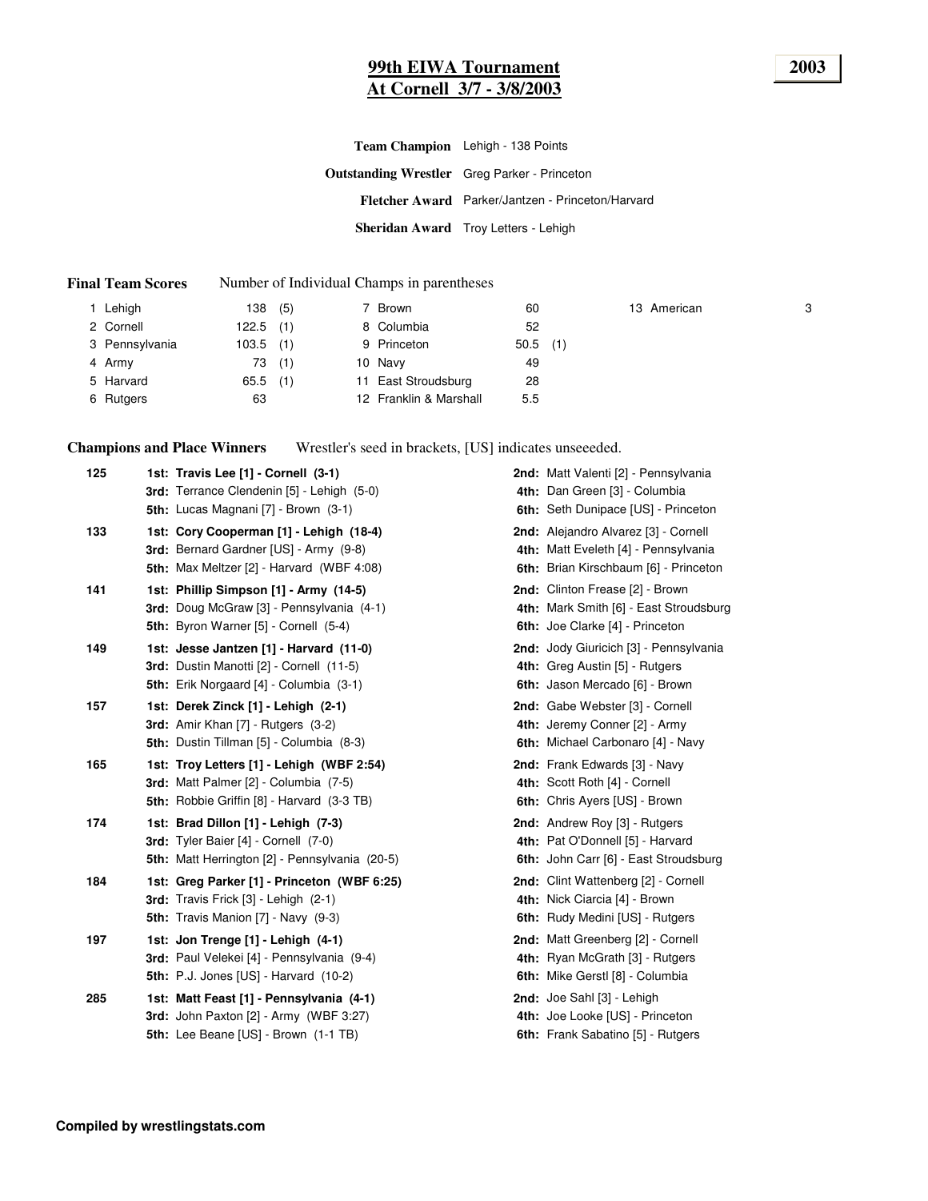# 99th EIWA Tournament
## At Cornell 3/7 - 3/8/2003

**2003**

**Team Champion** Lehigh - 138 Points

**Outstanding Wrestler** Greg Parker - Princeton

**Fletcher Award** Parker/Jantzen - Princeton/Harvard

**Sheridan Award** Troy Letters - Lehigh

**Final Team Scores** Number of Individual Champs in parentheses

| | Team | Score | Champs | | Team | Score | Champs | | Team | Score |
|---|---|---|---|---|---|---|---|---|---|---|
| 1 | Lehigh | 138 | (5) | 7 | Brown | 60 | | 13 | American | 3 |
| 2 | Cornell | 122.5 | (1) | 8 | Columbia | 52 | | | | |
| 3 | Pennsylvania | 103.5 | (1) | 9 | Princeton | 50.5 | (1) | | | |
| 4 | Army | 73 | (1) | 10 | Navy | 49 | | | | |
| 5 | Harvard | 65.5 | (1) | 11 | East Stroudsburg | 28 | | | | |
| 6 | Rutgers | 63 | | 12 | Franklin & Marshall | 5.5 | | | | |

**Champions and Place Winners** Wrestler's seed in brackets, [US] indicates unseeeded.

| Weight | Place Winners | |
|---|---|---|
| 125 | **1st: Travis Lee [1] - Cornell (3-1)** | **2nd:** Matt Valenti [2] - Pennsylvania |
| | **3rd:** Terrance Clendenin [5] - Lehigh (5-0) | **4th:** Dan Green [3] - Columbia |
| | **5th:** Lucas Magnani [7] - Brown (3-1) | **6th:** Seth Dunipace [US] - Princeton |
| 133 | **1st: Cory Cooperman [1] - Lehigh (18-4)** | **2nd:** Alejandro Alvarez [3] - Cornell |
| | **3rd:** Bernard Gardner [US] - Army (9-8) | **4th:** Matt Eveleth [4] - Pennsylvania |
| | **5th:** Max Meltzer [2] - Harvard (WBF 4:08) | **6th:** Brian Kirschbaum [6] - Princeton |
| 141 | **1st: Phillip Simpson [1] - Army (14-5)** | **2nd:** Clinton Frease [2] - Brown |
| | **3rd:** Doug McGraw [3] - Pennsylvania (4-1) | **4th:** Mark Smith [6] - East Stroudsburg |
| | **5th:** Byron Warner [5] - Cornell (5-4) | **6th:** Joe Clarke [4] - Princeton |
| 149 | **1st: Jesse Jantzen [1] - Harvard (11-0)** | **2nd:** Jody Giuricich [3] - Pennsylvania |
| | **3rd:** Dustin Manotti [2] - Cornell (11-5) | **4th:** Greg Austin [5] - Rutgers |
| | **5th:** Erik Norgaard [4] - Columbia (3-1) | **6th:** Jason Mercado [6] - Brown |
| 157 | **1st: Derek Zinck [1] - Lehigh (2-1)** | **2nd:** Gabe Webster [3] - Cornell |
| | **3rd:** Amir Khan [7] - Rutgers (3-2) | **4th:** Jeremy Conner [2] - Army |
| | **5th:** Dustin Tillman [5] - Columbia (8-3) | **6th:** Michael Carbonaro [4] - Navy |
| 165 | **1st: Troy Letters [1] - Lehigh (WBF 2:54)** | **2nd:** Frank Edwards [3] - Navy |
| | **3rd:** Matt Palmer [2] - Columbia (7-5) | **4th:** Scott Roth [4] - Cornell |
| | **5th:** Robbie Griffin [8] - Harvard (3-3 TB) | **6th:** Chris Ayers [US] - Brown |
| 174 | **1st: Brad Dillon [1] - Lehigh (7-3)** | **2nd:** Andrew Roy [3] - Rutgers |
| | **3rd:** Tyler Baier [4] - Cornell (7-0) | **4th:** Pat O'Donnell [5] - Harvard |
| | **5th:** Matt Herrington [2] - Pennsylvania (20-5) | **6th:** John Carr [6] - East Stroudsburg |
| 184 | **1st: Greg Parker [1] - Princeton (WBF 6:25)** | **2nd:** Clint Wattenberg [2] - Cornell |
| | **3rd:** Travis Frick [3] - Lehigh (2-1) | **4th:** Nick Ciarcia [4] - Brown |
| | **5th:** Travis Manion [7] - Navy (9-3) | **6th:** Rudy Medini [US] - Rutgers |
| 197 | **1st: Jon Trenge [1] - Lehigh (4-1)** | **2nd:** Matt Greenberg [2] - Cornell |
| | **3rd:** Paul Velekei [4] - Pennsylvania (9-4) | **4th:** Ryan McGrath [3] - Rutgers |
| | **5th:** P.J. Jones [US] - Harvard (10-2) | **6th:** Mike Gerstl [8] - Columbia |
| 285 | **1st: Matt Feast [1] - Pennsylvania (4-1)** | **2nd:** Joe Sahl [3] - Lehigh |
| | **3rd:** John Paxton [2] - Army (WBF 3:27) | **4th:** Joe Looke [US] - Princeton |
| | **5th:** Lee Beane [US] - Brown (1-1 TB) | **6th:** Frank Sabatino [5] - Rutgers |

**Compiled by wrestlingstats.com**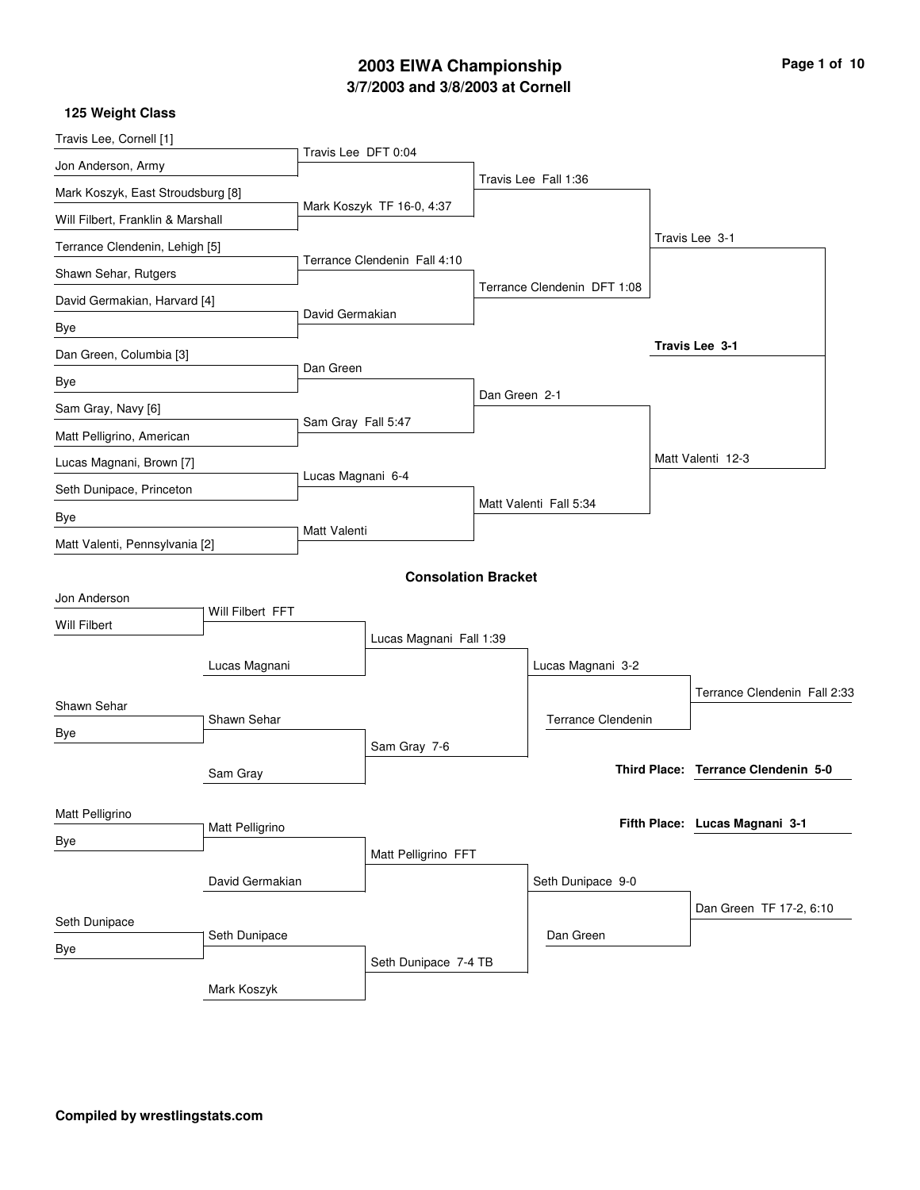# 2003 EIWA Championship

## 3/7/2003 and 3/8/2003 at Cornell

### 125 Weight Class

**Championship Bracket**

First Round:
- Travis Lee, Cornell [1] vs. Jon Anderson, Army — Travis Lee DFT 0:04
- Mark Koszyk, East Stroudsburg [8] vs. Will Filbert, Franklin & Marshall — Mark Koszyk TF 16-0, 4:37
- Terrance Clendenin, Lehigh [5] vs. Shawn Sehar, Rutgers — Terrance Clendenin Fall 4:10
- David Germakian, Harvard [4] vs. Bye — David Germakian
- Dan Green, Columbia [3] vs. Bye — Dan Green
- Sam Gray, Navy [6] vs. Matt Pelligrino, American — Sam Gray Fall 5:47
- Lucas Magnani, Brown [7] vs. Seth Dunipace, Princeton — Lucas Magnani 6-4
- Bye vs. Matt Valenti, Pennsylvania [2] — Matt Valenti

Quarterfinals:
- Travis Lee Fall 1:36
- Terrance Clendenin DFT 1:08
- Dan Green 2-1
- Matt Valenti Fall 5:34

Semifinals:
- Travis Lee 3-1
- Matt Valenti 12-3

Final:
- **Travis Lee 3-1**

**Consolation Bracket**

- Jon Anderson vs. Will Filbert — Will Filbert FFT
- Will Filbert vs. Lucas Magnani — Lucas Magnani Fall 1:39
- Shawn Sehar vs. Bye — Shawn Sehar
- Shawn Sehar vs. Sam Gray — Sam Gray 7-6
- Lucas Magnani vs. Sam Gray — Lucas Magnani 3-2
- Lucas Magnani vs. Terrance Clendenin — Terrance Clendenin Fall 2:33
- Matt Pelligrino vs. Bye — Matt Pelligrino
- Matt Pelligrino vs. David Germakian — Matt Pelligrino FFT
- Seth Dunipace vs. Bye — Seth Dunipace
- Seth Dunipace vs. Mark Koszyk — Seth Dunipace 7-4 TB
- Matt Pelligrino vs. Seth Dunipace — Seth Dunipace 9-0
- Seth Dunipace vs. Dan Green — Dan Green TF 17-2, 6:10

**Third Place:** Terrance Clendenin 5-0

**Fifth Place:** Lucas Magnani 3-1

**Compiled by wrestlingstats.com**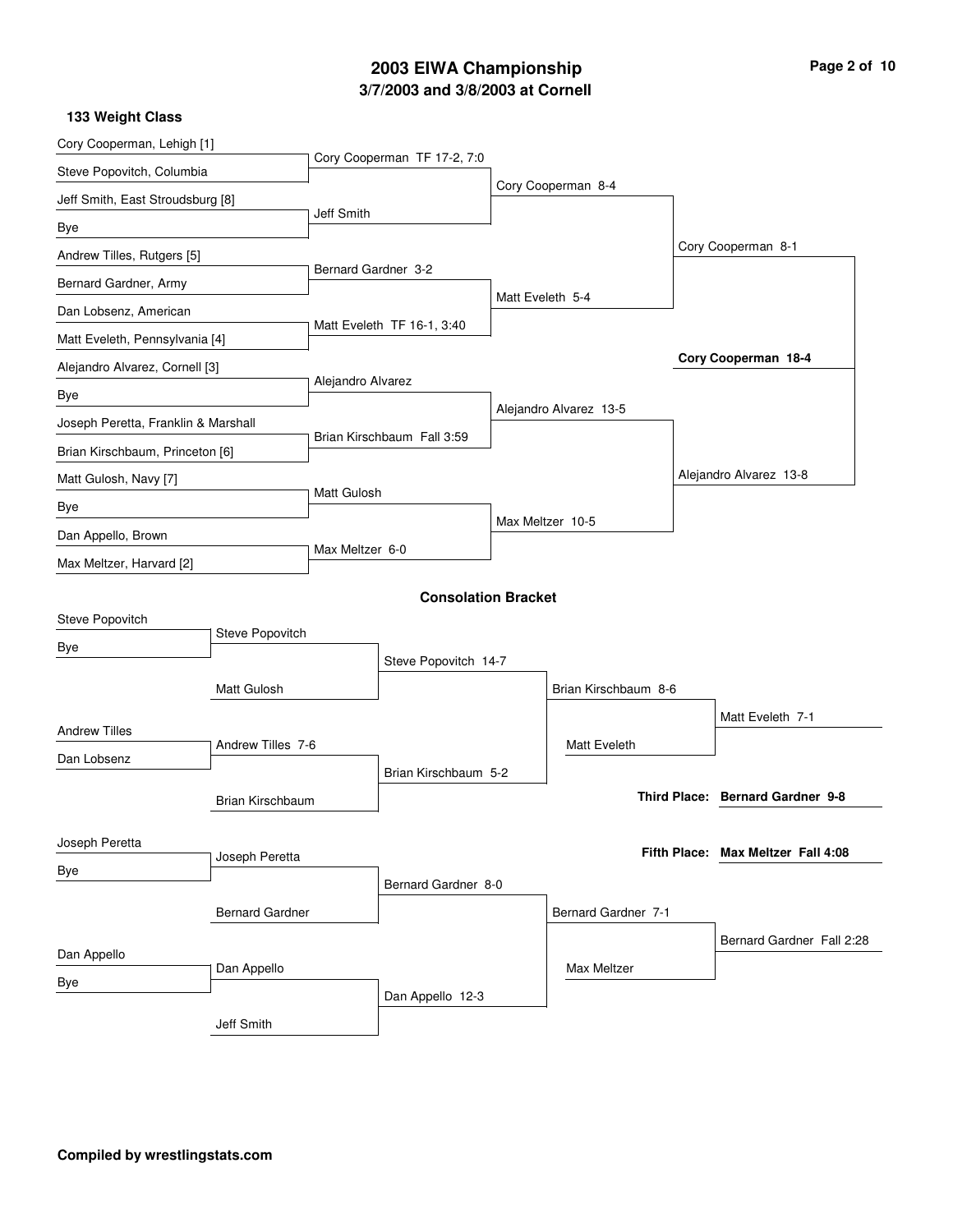# 2003 EIWA Championship

## 3/7/2003 and 3/8/2003 at Cornell

### 133 Weight Class

**Championship Bracket**

First Round:
- Cory Cooperman, Lehigh [1] vs. Steve Popovitch, Columbia — Cory Cooperman TF 17-2, 7:0
- Jeff Smith, East Stroudsburg [8] vs. Bye — Jeff Smith
- Andrew Tilles, Rutgers [5] vs. Bernard Gardner, Army — Bernard Gardner 3-2
- Dan Lobsenz, American vs. Matt Eveleth, Pennsylvania [4] — Matt Eveleth TF 16-1, 3:40
- Alejandro Alvarez, Cornell [3] vs. Bye — Alejandro Alvarez
- Joseph Peretta, Franklin & Marshall vs. Brian Kirschbaum, Princeton [6] — Brian Kirschbaum Fall 3:59
- Matt Gulosh, Navy [7] vs. Bye — Matt Gulosh
- Dan Appello, Brown vs. Max Meltzer, Harvard [2] — Max Meltzer 6-0

Quarterfinals:
- Cory Cooperman 8-4
- Matt Eveleth 5-4
- Alejandro Alvarez 13-5
- Max Meltzer 10-5

Semifinals:
- Cory Cooperman 8-1
- Alejandro Alvarez 13-8

Final:
- **Cory Cooperman 18-4**

### Consolation Bracket

- Steve Popovitch vs. Bye — Steve Popovitch
- Steve Popovitch vs. Matt Gulosh — Steve Popovitch 14-7
- Andrew Tilles vs. Dan Lobsenz — Andrew Tilles 7-6
- Andrew Tilles vs. Brian Kirschbaum — Brian Kirschbaum 5-2
- Steve Popovitch vs. Brian Kirschbaum — Brian Kirschbaum 8-6
- Brian Kirschbaum vs. Matt Eveleth — Matt Eveleth 7-1
- Joseph Peretta vs. Bye — Joseph Peretta
- Joseph Peretta vs. Bernard Gardner — Bernard Gardner 8-0
- Dan Appello vs. Bye — Dan Appello
- Dan Appello vs. Jeff Smith — Dan Appello 12-3
- Bernard Gardner vs. Dan Appello — Bernard Gardner 7-1
- Bernard Gardner vs. Max Meltzer — Bernard Gardner Fall 2:28

**Third Place:** **Bernard Gardner 9-8**

**Fifth Place:** **Max Meltzer Fall 4:08**

**Compiled by wrestlingstats.com**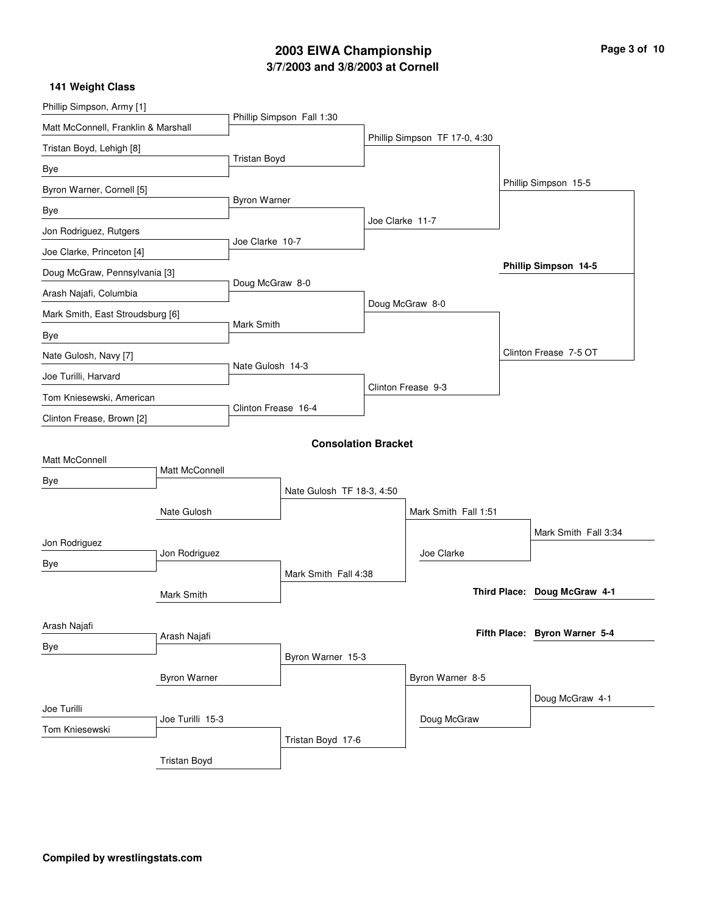# 2003 EIWA Championship
## 3/7/2003 and 3/8/2003 at Cornell

### 141 Weight Class

**Championship Bracket**

First Round:
- Phillip Simpson, Army [1] vs. Matt McConnell, Franklin & Marshall — Phillip Simpson Fall 1:30
- Tristan Boyd, Lehigh [8] vs. Bye — Tristan Boyd
- Byron Warner, Cornell [5] vs. Bye — Byron Warner
- Jon Rodriguez, Rutgers vs. Joe Clarke, Princeton [4] — Joe Clarke 10-7
- Doug McGraw, Pennsylvania [3] vs. Arash Najafi, Columbia — Doug McGraw 8-0
- Mark Smith, East Stroudsburg [6] vs. Bye — Mark Smith
- Nate Gulosh, Navy [7] vs. Joe Turilli, Harvard — Nate Gulosh 14-3
- Tom Kniesewski, American vs. Clinton Frease, Brown [2] — Clinton Frease 16-4

Quarterfinals:
- Phillip Simpson TF 17-0, 4:30
- Joe Clarke 11-7
- Doug McGraw 8-0
- Clinton Frease 9-3

Semifinals:
- Phillip Simpson 15-5
- Clinton Frease 7-5 OT

Final:
- **Phillip Simpson 14-5**

### Consolation Bracket

First Round:
- Matt McConnell vs. Bye — Matt McConnell
- Jon Rodriguez vs. Bye — Jon Rodriguez
- Arash Najafi vs. Bye — Arash Najafi
- Joe Turilli vs. Tom Kniesewski — Joe Turilli 15-3

Second Round:
- Matt McConnell vs. Nate Gulosh — Nate Gulosh TF 18-3, 4:50
- Jon Rodriguez vs. Mark Smith — Mark Smith Fall 4:38
- Arash Najafi vs. Byron Warner — Byron Warner 15-3
- Joe Turilli vs. Tristan Boyd — Tristan Boyd 17-6

Third Round:
- Mark Smith Fall 1:51
- Byron Warner 8-5

Consolation Semifinals:
- Mark Smith vs. Joe Clarke — Mark Smith Fall 3:34
- Byron Warner vs. Doug McGraw — Doug McGraw 4-1

**Third Place: Doug McGraw 4-1**

**Fifth Place: Byron Warner 5-4**

**Compiled by wrestlingstats.com**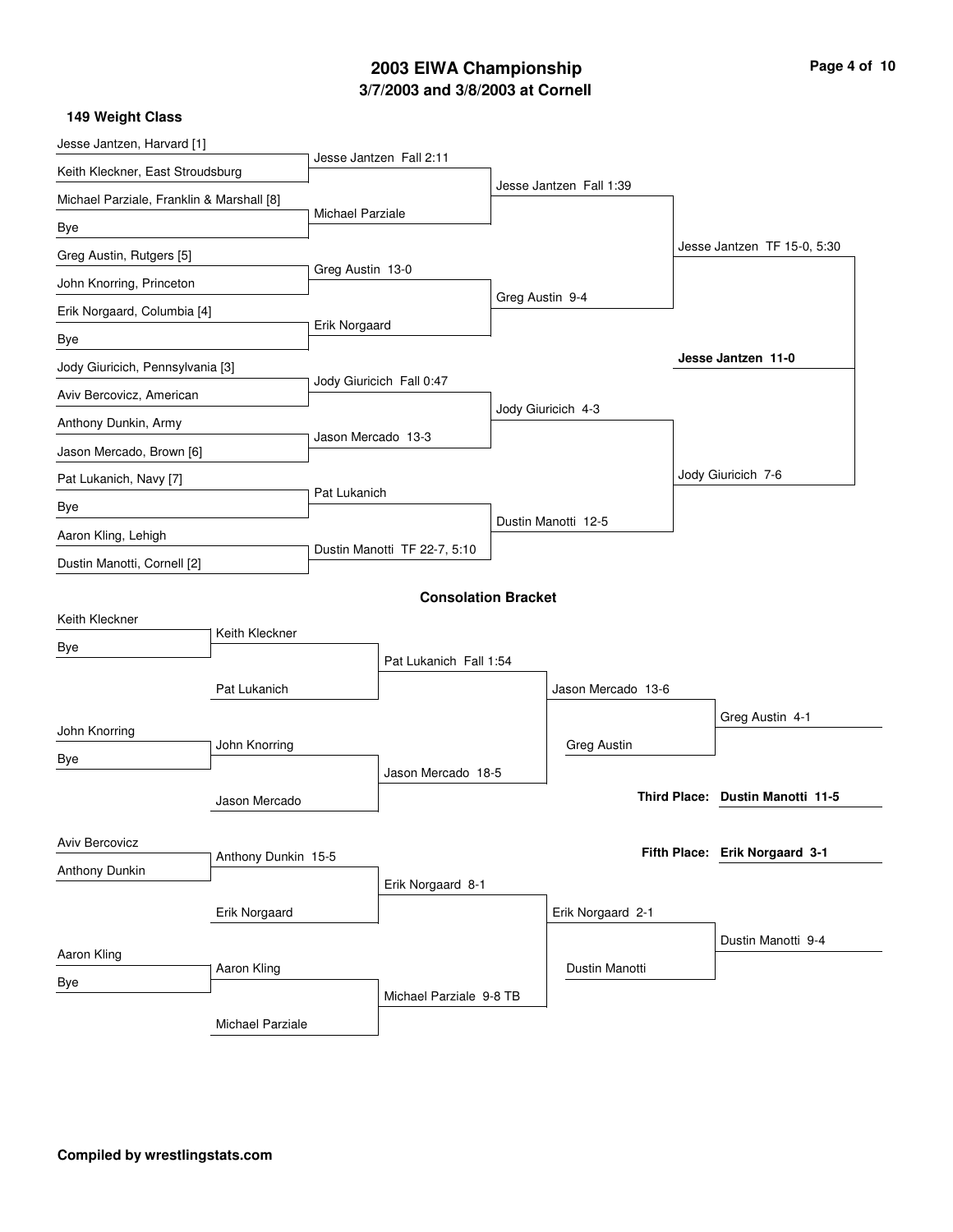# 2003 EIWA Championship

## 3/7/2003 and 3/8/2003 at Cornell

### 149 Weight Class

**Championship Bracket**

First Round:
- Jesse Jantzen, Harvard [1] vs. Keith Kleckner, East Stroudsburg — Jesse Jantzen Fall 2:11
- Michael Parziale, Franklin & Marshall [8] vs. Bye — Michael Parziale
- Greg Austin, Rutgers [5] vs. John Knorring, Princeton — Greg Austin 13-0
- Erik Norgaard, Columbia [4] vs. Bye — Erik Norgaard
- Jody Giuricich, Pennsylvania [3] vs. Aviv Bercovicz, American — Jody Giuricich Fall 0:47
- Anthony Dunkin, Army vs. Jason Mercado, Brown [6] — Jason Mercado 13-3
- Pat Lukanich, Navy [7] vs. Bye — Pat Lukanich
- Aaron Kling, Lehigh vs. Dustin Manotti, Cornell [2] — Dustin Manotti TF 22-7, 5:10

Quarterfinals:
- Jesse Jantzen Fall 1:39
- Greg Austin 9-4
- Jody Giuricich 4-3
- Dustin Manotti 12-5

Semifinals:
- Jesse Jantzen TF 15-0, 5:30
- Jody Giuricich 7-6

Final:
- **Jesse Jantzen 11-0**

**Consolation Bracket**

- Keith Kleckner vs. Bye — Keith Kleckner
- Keith Kleckner vs. Pat Lukanich — Pat Lukanich Fall 1:54
- John Knorring vs. Bye — John Knorring
- John Knorring vs. Jason Mercado — Jason Mercado 18-5
- Pat Lukanich vs. Jason Mercado — Jason Mercado 13-6
- Jason Mercado vs. Greg Austin — Greg Austin 4-1
- Aviv Bercovicz vs. Anthony Dunkin — Anthony Dunkin 15-5
- Anthony Dunkin vs. Erik Norgaard — Erik Norgaard 8-1
- Aaron Kling vs. Bye — Aaron Kling
- Aaron Kling vs. Michael Parziale — Michael Parziale 9-8 TB
- Erik Norgaard vs. Michael Parziale — Erik Norgaard 2-1
- Erik Norgaard vs. Dustin Manotti — Dustin Manotti 9-4

**Third Place: Dustin Manotti 11-5**

**Fifth Place: Erik Norgaard 3-1**

**Compiled by wrestlingstats.com**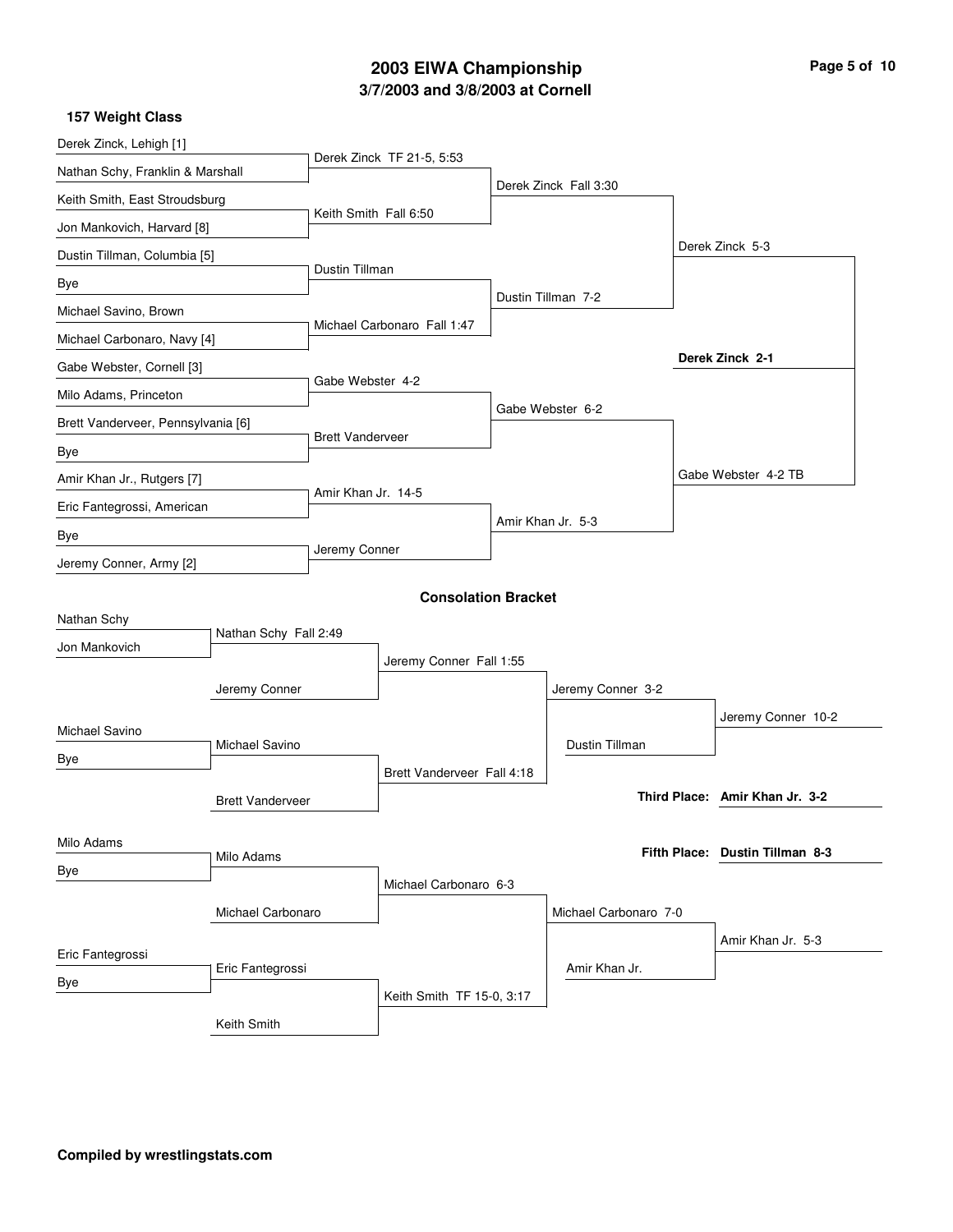# 2003 EIWA Championship

## 3/7/2003 and 3/8/2003 at Cornell

### 157 Weight Class

#### Championship Bracket

**First Round**

- Derek Zinck, Lehigh [1] vs. Nathan Schy, Franklin & Marshall — Derek Zinck TF 21-5, 5:53
- Keith Smith, East Stroudsburg vs. Jon Mankovich, Harvard [8] — Keith Smith Fall 6:50
- Dustin Tillman, Columbia [5] vs. Bye — Dustin Tillman
- Michael Savino, Brown vs. Michael Carbonaro, Navy [4] — Michael Carbonaro Fall 1:47
- Gabe Webster, Cornell [3] vs. Milo Adams, Princeton — Gabe Webster 4-2
- Brett Vanderveer, Pennsylvania [6] vs. Bye — Brett Vanderveer
- Amir Khan Jr., Rutgers [7] vs. Eric Fantegrossi, American — Amir Khan Jr. 14-5
- Bye vs. Jeremy Conner, Army [2] — Jeremy Conner

**Quarterfinals**

- Derek Zinck Fall 3:30
- Dustin Tillman 7-2
- Gabe Webster 6-2
- Amir Khan Jr. 5-3

**Semifinals**

- Derek Zinck 5-3
- Gabe Webster 4-2 TB

**Final**

- **Derek Zinck 2-1**

#### Consolation Bracket

**First Round**

- Nathan Schy vs. Jon Mankovich — Nathan Schy Fall 2:49
- Michael Savino vs. Bye — Michael Savino
- Milo Adams vs. Bye — Milo Adams
- Eric Fantegrossi vs. Bye — Eric Fantegrossi

**Second Round**

- Nathan Schy vs. Jeremy Conner — Jeremy Conner Fall 1:55
- Michael Savino vs. Brett Vanderveer — Brett Vanderveer Fall 4:18
- Milo Adams vs. Michael Carbonaro — Michael Carbonaro 6-3
- Eric Fantegrossi vs. Keith Smith — Keith Smith TF 15-0, 3:17

**Third Round**

- Jeremy Conner vs. Brett Vanderveer — Jeremy Conner 3-2
- Michael Carbonaro vs. Keith Smith — Michael Carbonaro 7-0

**Consolation Semifinals**

- Jeremy Conner vs. Dustin Tillman — Jeremy Conner 10-2
- Michael Carbonaro vs. Amir Khan Jr. — Amir Khan Jr. 5-3

**Third Place:** **Amir Khan Jr. 3-2**

**Fifth Place:** **Dustin Tillman 8-3**

**Compiled by wrestlingstats.com**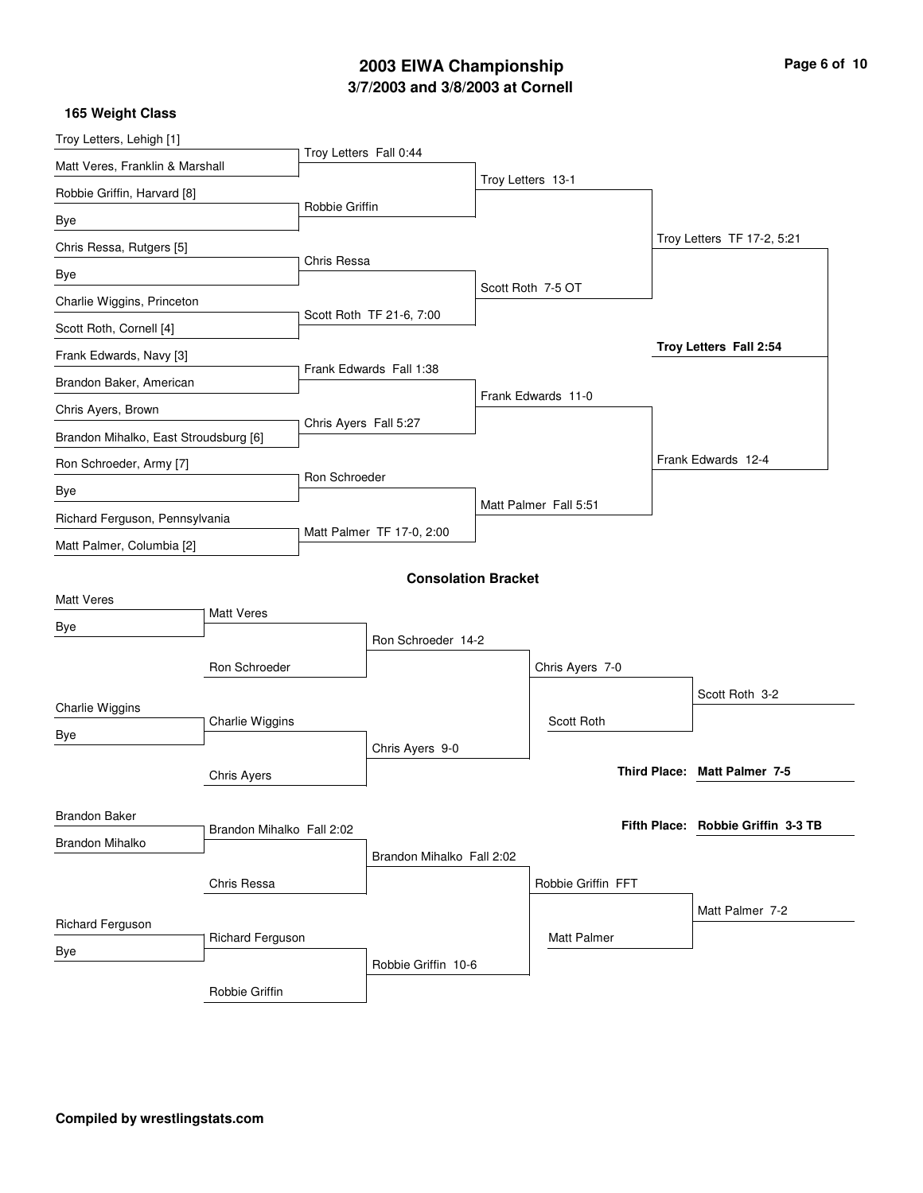# 2003 EIWA Championship

## 3/7/2003 and 3/8/2003 at Cornell

### 165 Weight Class

**Championship Bracket**

First Round:
- Troy Letters, Lehigh [1] vs Matt Veres, Franklin & Marshall — Troy Letters Fall 0:44
- Robbie Griffin, Harvard [8] vs Bye — Robbie Griffin
- Chris Ressa, Rutgers [5] vs Bye — Chris Ressa
- Charlie Wiggins, Princeton vs Scott Roth, Cornell [4] — Scott Roth TF 21-6, 7:00
- Frank Edwards, Navy [3] vs Brandon Baker, American — Frank Edwards Fall 1:38
- Chris Ayers, Brown vs Brandon Mihalko, East Stroudsburg [6] — Chris Ayers Fall 5:27
- Ron Schroeder, Army [7] vs Bye — Ron Schroeder
- Richard Ferguson, Pennsylvania vs Matt Palmer, Columbia [2] — Matt Palmer TF 17-0, 2:00

Quarterfinals:
- Troy Letters 13-1
- Scott Roth 7-5 OT
- Frank Edwards 11-0
- Matt Palmer Fall 5:51

Semifinals:
- Troy Letters TF 17-2, 5:21
- Frank Edwards 12-4

Final:
- **Troy Letters Fall 2:54**

**Consolation Bracket**

- Matt Veres vs Bye — Matt Veres
- Matt Veres vs Ron Schroeder — Ron Schroeder 14-2
- Charlie Wiggins vs Bye — Charlie Wiggins
- Charlie Wiggins vs Chris Ayers — Chris Ayers 9-0
- Ron Schroeder vs Chris Ayers — Chris Ayers 7-0
- Chris Ayers vs Scott Roth — Scott Roth 3-2
- Brandon Baker vs Brandon Mihalko — Brandon Mihalko Fall 2:02
- Brandon Mihalko vs Chris Ressa — Brandon Mihalko Fall 2:02
- Richard Ferguson vs Bye — Richard Ferguson
- Richard Ferguson vs Robbie Griffin — Robbie Griffin 10-6
- Brandon Mihalko vs Robbie Griffin — Robbie Griffin FFT
- Robbie Griffin vs Matt Palmer — Matt Palmer 7-2

**Third Place:** Matt Palmer 7-5

**Fifth Place:** Robbie Griffin 3-3 TB

**Compiled by wrestlingstats.com**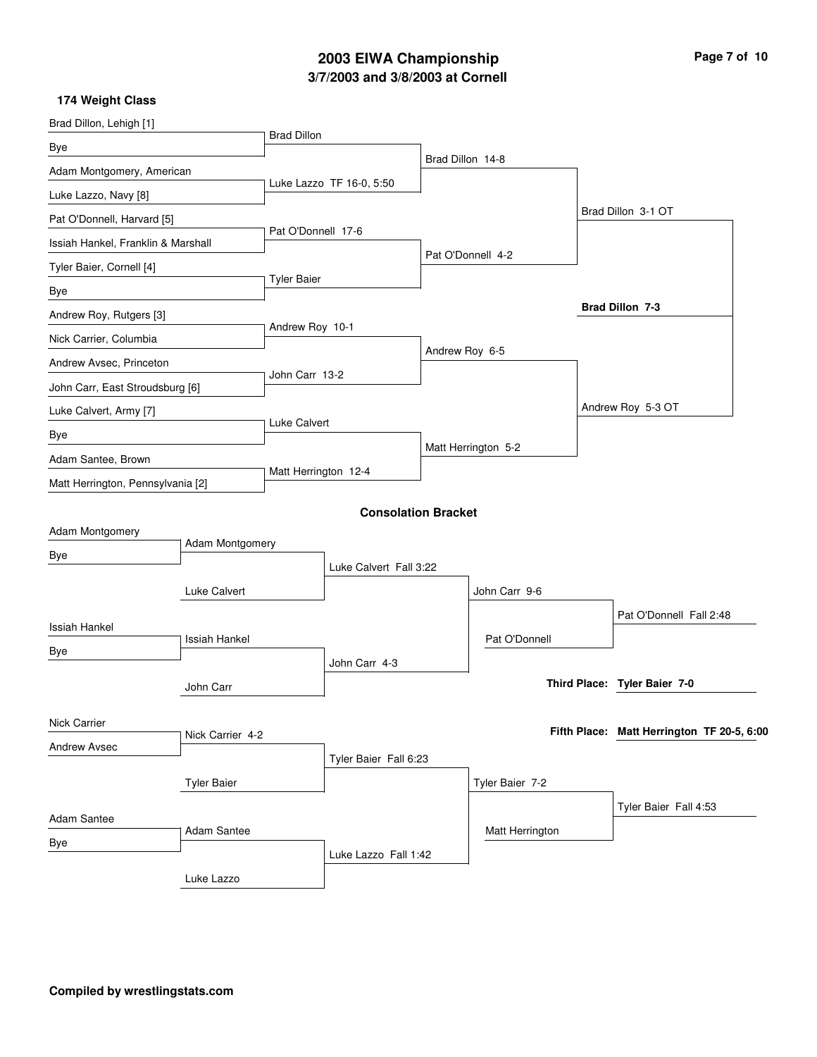# 2003 EIWA Championship

## 3/7/2003 and 3/8/2003 at Cornell

### 174 Weight Class

**Championship Bracket**

| First Round | Quarterfinals | Semifinals | Finals |
|---|---|---|---|
| Brad Dillon, Lehigh [1] vs. Bye | Brad Dillon | | |
| Adam Montgomery, American vs. Luke Lazzo, Navy [8] | Luke Lazzo TF 16-0, 5:50 | Brad Dillon 14-8 | |
| Pat O'Donnell, Harvard [5] vs. Issiah Hankel, Franklin & Marshall | Pat O'Donnell 17-6 | | Brad Dillon 3-1 OT |
| Tyler Baier, Cornell [4] vs. Bye | Tyler Baier | Pat O'Donnell 4-2 | |
| Andrew Roy, Rutgers [3] vs. Nick Carrier, Columbia | Andrew Roy 10-1 | | |
| Andrew Avsec, Princeton vs. John Carr, East Stroudsburg [6] | John Carr 13-2 | Andrew Roy 6-5 | Andrew Roy 5-3 OT |
| Luke Calvert, Army [7] vs. Bye | Luke Calvert | | |
| Adam Santee, Brown vs. Matt Herrington, Pennsylvania [2] | Matt Herrington 12-4 | Matt Herrington 5-2 | |

**Champion: Brad Dillon 7-3**

### Consolation Bracket

| Round 1 | Round 2 | Round 3 | Round 4 | Round 5 |
|---|---|---|---|---|
| Adam Montgomery vs. Bye | Adam Montgomery | | | |
| | Luke Calvert | Luke Calvert Fall 3:22 | John Carr 9-6 | |
| Issiah Hankel vs. Bye | Issiah Hankel | | Pat O'Donnell | Pat O'Donnell Fall 2:48 |
| | John Carr | John Carr 4-3 | | |
| Nick Carrier vs. Andrew Avsec | Nick Carrier 4-2 | | | |
| | Tyler Baier | Tyler Baier Fall 6:23 | Tyler Baier 7-2 | |
| Adam Santee vs. Bye | Adam Santee | | Matt Herrington | Tyler Baier Fall 4:53 |
| | Luke Lazzo | Luke Lazzo Fall 1:42 | | |

**Third Place:** **Tyler Baier 7-0**

**Fifth Place:** **Matt Herrington TF 20-5, 6:00**

**Compiled by wrestlingstats.com**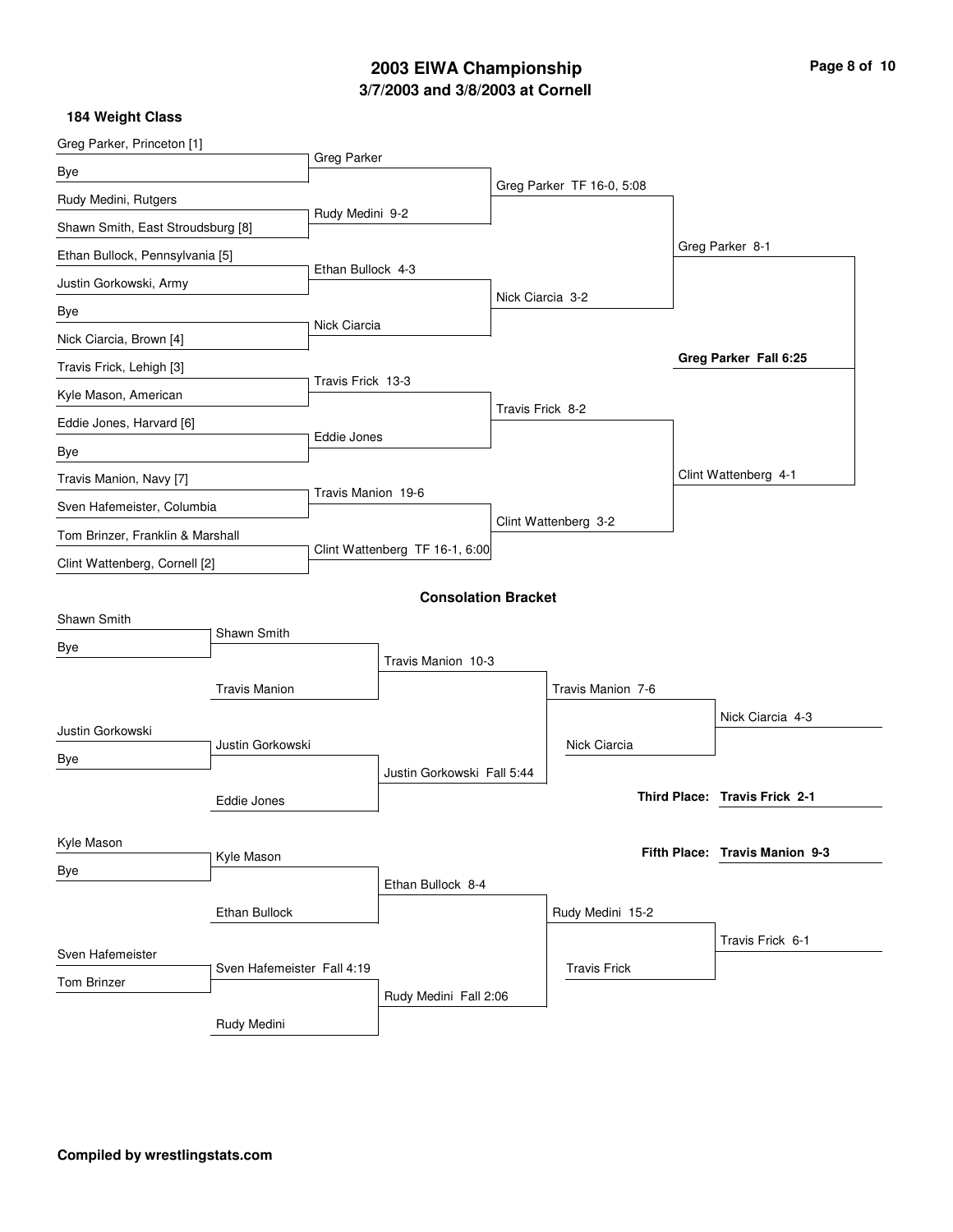# 2003 EIWA Championship
## 3/7/2003 and 3/8/2003 at Cornell

### 184 Weight Class

**Championship Bracket**

| First Round | Quarterfinals | Semifinals | Finals | Champion |
|---|---|---|---|---|
| Greg Parker, Princeton [1] | | | | |
| Bye | Greg Parker | | | |
| Rudy Medini, Rutgers | | Greg Parker TF 16-0, 5:08 | | |
| Shawn Smith, East Stroudsburg [8] | Rudy Medini 9-2 | | | |
| Ethan Bullock, Pennsylvania [5] | | | Greg Parker 8-1 | |
| Justin Gorkowski, Army | Ethan Bullock 4-3 | | | |
| Bye | | Nick Ciarcia 3-2 | | |
| Nick Ciarcia, Brown [4] | Nick Ciarcia | | | |
| Travis Frick, Lehigh [3] | | | | **Greg Parker Fall 6:25** |
| Kyle Mason, American | Travis Frick 13-3 | | | |
| Eddie Jones, Harvard [6] | | Travis Frick 8-2 | | |
| Bye | Eddie Jones | | | |
| Travis Manion, Navy [7] | | | Clint Wattenberg 4-1 | |
| Sven Hafemeister, Columbia | Travis Manion 19-6 | | | |
| Tom Brinzer, Franklin & Marshall | | Clint Wattenberg 3-2 | | |
| Clint Wattenberg, Cornell [2] | Clint Wattenberg TF 16-1, 6:00 | | | |

### Consolation Bracket

| Round 1 | Round 2 | Round 3 | Round 4 | Result |
|---|---|---|---|---|
| Shawn Smith | | | | |
| Bye | Shawn Smith | | | |
| | Travis Manion | Travis Manion 10-3 | | |
| | | | Travis Manion 7-6 | |
| Justin Gorkowski | | | Nick Ciarcia | Nick Ciarcia 4-3 |
| Bye | Justin Gorkowski | | | |
| | Eddie Jones | Justin Gorkowski Fall 5:44 | | |
| Kyle Mason | | | | |
| Bye | Kyle Mason | | | |
| | Ethan Bullock | Ethan Bullock 8-4 | | |
| | | | Rudy Medini 15-2 | |
| Sven Hafemeister | | | Travis Frick | Travis Frick 6-1 |
| Tom Brinzer | Sven Hafemeister Fall 4:19 | | | |
| | Rudy Medini | Rudy Medini Fall 2:06 | | |

**Third Place: Travis Frick 2-1**

**Fifth Place: Travis Manion 9-3**

**Compiled by wrestlingstats.com**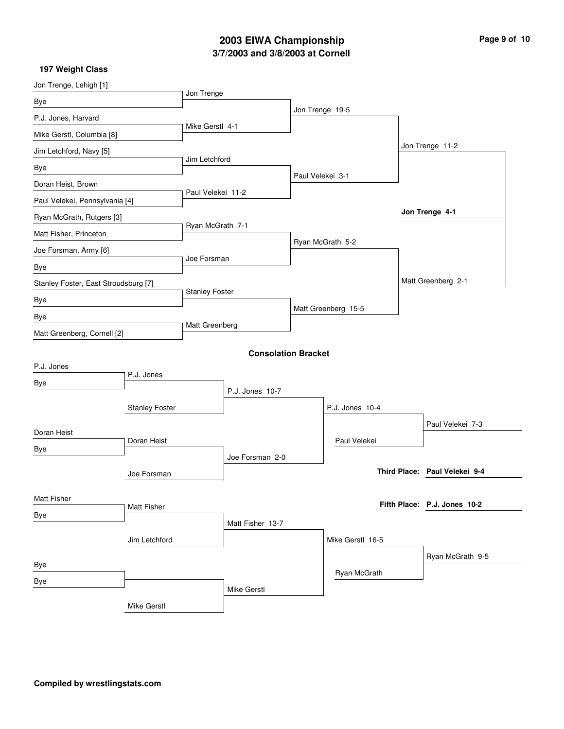# 2003 EIWA Championship

## 3/7/2003 and 3/8/2003 at Cornell

### 197 Weight Class

**Championship Bracket**

| First Round | Quarterfinals | Semifinals | Finals | Champion |
|---|---|---|---|---|
| Jon Trenge, Lehigh [1] | Jon Trenge | Jon Trenge 19-5 | Jon Trenge 11-2 | **Jon Trenge 4-1** |
| Bye | | | | |
| P.J. Jones, Harvard | Mike Gerstl 4-1 | | | |
| Mike Gerstl, Columbia [8] | | | | |
| Jim Letchford, Navy [5] | Jim Letchford | Paul Velekei 3-1 | | |
| Bye | | | | |
| Doran Heist, Brown | Paul Velekei 11-2 | | | |
| Paul Velekei, Pennsylvania [4] | | | | |
| Ryan McGrath, Rutgers [3] | Ryan McGrath 7-1 | Ryan McGrath 5-2 | Matt Greenberg 2-1 | |
| Matt Fisher, Princeton | | | | |
| Joe Forsman, Army [6] | Joe Forsman | | | |
| Bye | | | | |
| Stanley Foster, East Stroudsburg [7] | Stanley Foster | Matt Greenberg 15-5 | | |
| Bye | | | | |
| Bye | Matt Greenberg | | | |
| Matt Greenberg, Cornell [2] | | | | |

### Consolation Bracket

| Round 1 | Round 2 | Round 3 | Round 4 | Result |
|---|---|---|---|---|
| P.J. Jones | P.J. Jones | P.J. Jones 10-7 | P.J. Jones 10-4 | Paul Velekei 7-3 |
| Bye | Stanley Foster | | Paul Velekei | |
| Doran Heist | Doran Heist | Joe Forsman 2-0 | | |
| Bye | Joe Forsman | | | |
| Matt Fisher | Matt Fisher | Matt Fisher 13-7 | Mike Gerstl 16-5 | Ryan McGrath 9-5 |
| Bye | Jim Letchford | | Ryan McGrath | |
| Bye | | Mike Gerstl | | |
| Bye | Mike Gerstl | | | |

**Third Place: Paul Velekei 9-4**

**Fifth Place: P.J. Jones 10-2**

**Compiled by wrestlingstats.com**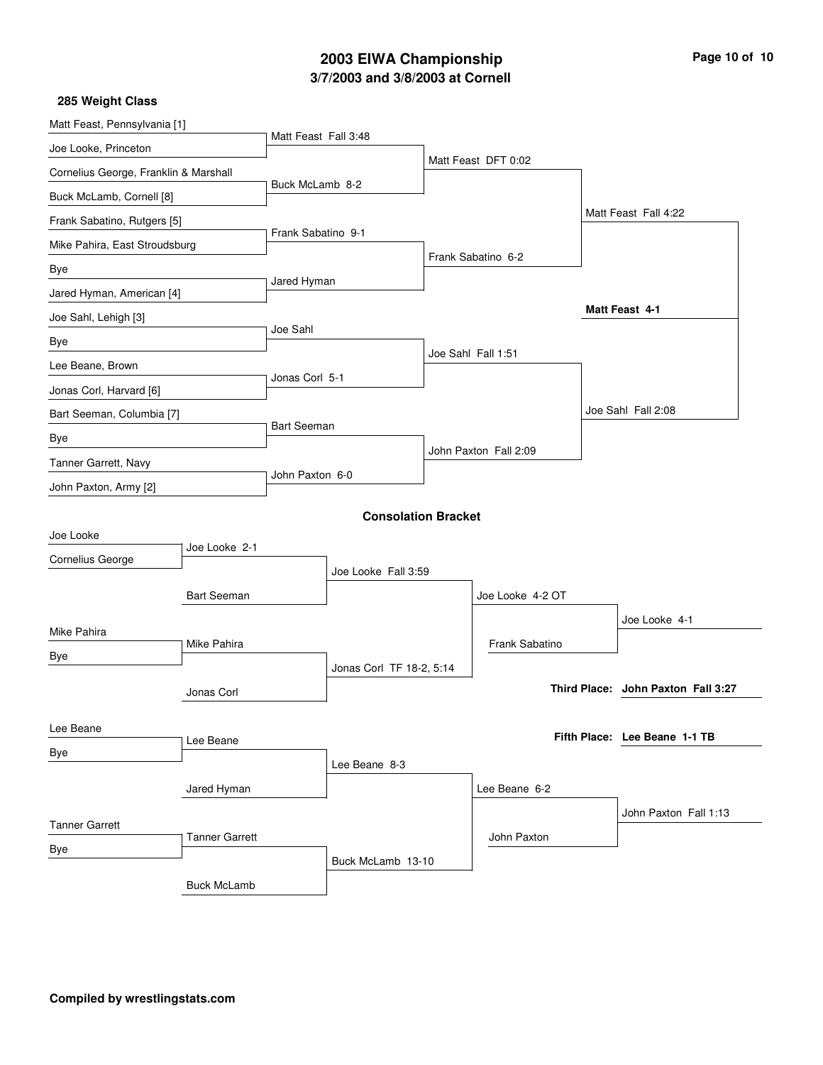# 2003 EIWA Championship

## 3/7/2003 and 3/8/2003 at Cornell

### 285 Weight Class

Matt Feast, Pennsylvania [1]
Joe Looke, Princeton
Cornelius George, Franklin & Marshall
Buck McLamb, Cornell [8]
Frank Sabatino, Rutgers [5]
Mike Pahira, East Stroudsburg
Bye
Jared Hyman, American [4]
Joe Sahl, Lehigh [3]
Bye
Lee Beane, Brown
Jonas Corl, Harvard [6]
Bart Seeman, Columbia [7]
Bye
Tanner Garrett, Navy
John Paxton, Army [2]

Matt Feast Fall 3:48
Buck McLamb 8-2
Frank Sabatino 9-1
Jared Hyman
Joe Sahl
Jonas Corl 5-1
Bart Seeman
John Paxton 6-0

Matt Feast DFT 0:02
Frank Sabatino 6-2
Joe Sahl Fall 1:51
John Paxton Fall 2:09

Matt Feast Fall 4:22
Joe Sahl Fall 2:08

**Matt Feast 4-1**

### Consolation Bracket

Joe Looke
Cornelius George
Mike Pahira
Bye
Lee Beane
Bye
Tanner Garrett
Bye

Joe Looke 2-1
Bart Seeman
Mike Pahira
Jonas Corl
Lee Beane
Jared Hyman
Tanner Garrett
Buck McLamb

Joe Looke Fall 3:59
Jonas Corl TF 18-2, 5:14
Lee Beane 8-3
Buck McLamb 13-10

Joe Looke 4-2 OT
Frank Sabatino
Lee Beane 6-2
John Paxton

Joe Looke 4-1
John Paxton Fall 1:13

**Third Place: John Paxton Fall 3:27**

**Fifth Place: Lee Beane 1-1 TB**

**Compiled by wrestlingstats.com**